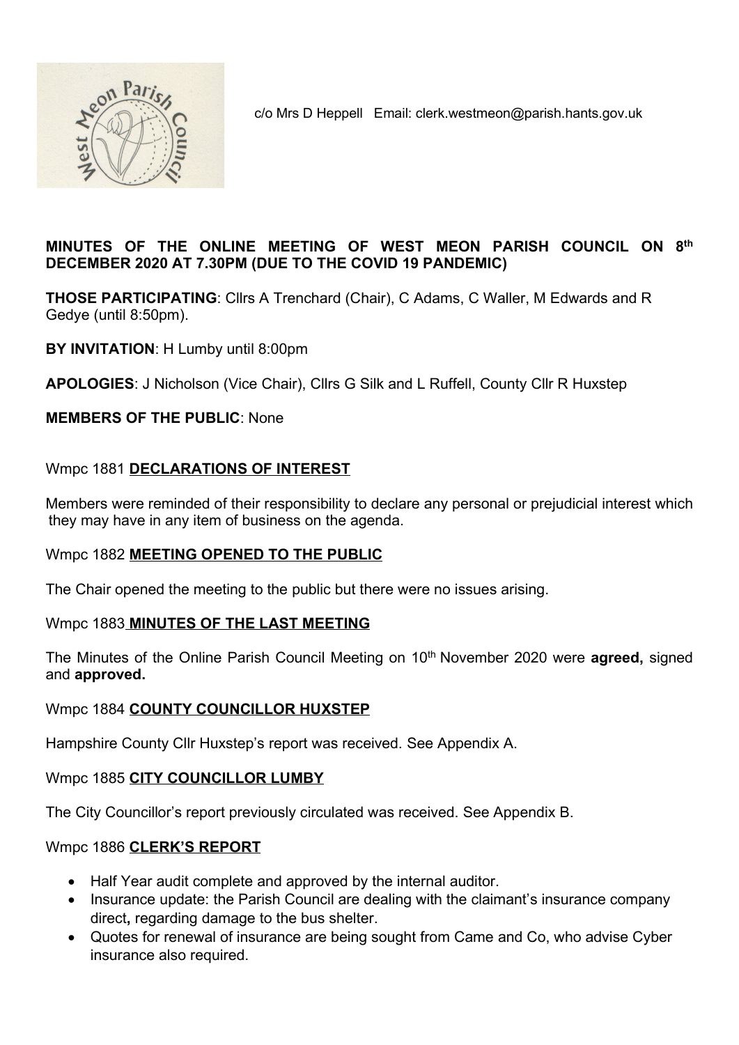c/o Mrs D Heppell Email: clerk.westmeon@parish.hants.gov.uk

**MINUTES OF THE ONLINE MEETING OF WEST MEON PARISH COUNCIL ON 8th DECEMBER 2020 AT 7.30PM (DUE TO THE COVID 19 PANDEMIC)**

**THOSE PARTICIPATING**: Cllrs A Trenchard (Chair), C Adams, C Waller, M Edwards and R Gedye (until 8:50pm).

**BY INVITATION**: H Lumby until 8:00pm

**APOLOGIES**: J Nicholson (Vice Chair), Cllrs G Silk and L Ruffell, County Cllr R Huxstep

**MEMBERS OF THE PUBLIC**: None

Wmpc 1881 **DECLARATIONS OF INTEREST**

Members were reminded of their responsibility to declare any personal or prejudicial interest which they may have in any item of business on the agenda.

Wmpc 1882 **MEETING OPENED TO THE PUBLIC**

The Chair opened the meeting to the public but there were no issues arising.

Wmpc 1883 **MINUTES OF THE LAST MEETING**

The Minutes of the Online Parish Council Meeting on 10th November 2020 were **agreed,** signed and **approved.**

Wmpc 1884 **COUNTY COUNCILLOR HUXSTEP**

Hampshire County Cllr Huxstep's report was received. See Appendix A.

Wmpc 1885 **CITY COUNCILLOR LUMBY**

The City Councillor's report previously circulated was received. See Appendix B.

Wmpc 1886 **CLERK'S REPORT**

- Half Year audit complete and approved by the internal auditor.
- Insurance update: the Parish Council are dealing with the claimant's insurance company direct**,** regarding damage to the bus shelter.
- Quotes for renewal of insurance are being sought from Came and Co, who advise Cyber insurance also required.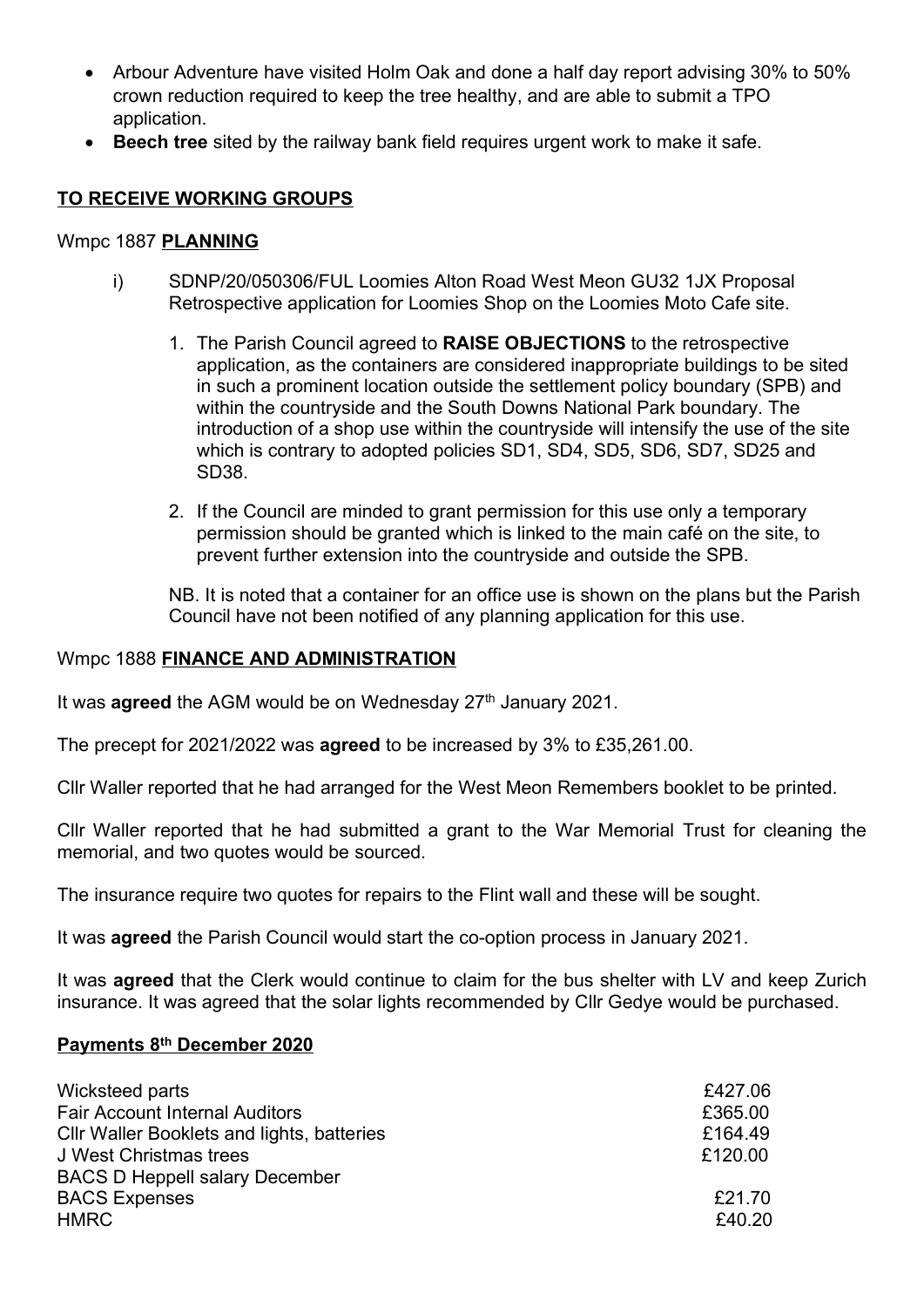- Arbour Adventure have visited Holm Oak and done a half day report advising 30% to 50% crown reduction required to keep the tree healthy, and are able to submit a TPO application.
- **Beech tree** sited by the railway bank field requires urgent work to make it safe.

## TO RECEIVE WORKING GROUPS

Wmpc 1887 **PLANNING**

i) SDNP/20/050306/FUL Loomies Alton Road West Meon GU32 1JX Proposal Retrospective application for Loomies Shop on the Loomies Moto Cafe site.

1. The Parish Council agreed to **RAISE OBJECTIONS** to the retrospective application, as the containers are considered inappropriate buildings to be sited in such a prominent location outside the settlement policy boundary (SPB) and within the countryside and the South Downs National Park boundary. The introduction of a shop use within the countryside will intensify the use of the site which is contrary to adopted policies SD1, SD4, SD5, SD6, SD7, SD25 and SD38.
2. If the Council are minded to grant permission for this use only a temporary permission should be granted which is linked to the main café on the site, to prevent further extension into the countryside and outside the SPB.

NB. It is noted that a container for an office use is shown on the plans but the Parish Council have not been notified of any planning application for this use.

Wmpc 1888 **FINANCE AND ADMINISTRATION**

It was **agreed** the AGM would be on Wednesday 27th January 2021.

The precept for 2021/2022 was **agreed** to be increased by 3% to £35,261.00.

Cllr Waller reported that he had arranged for the West Meon Remembers booklet to be printed.

Cllr Waller reported that he had submitted a grant to the War Memorial Trust for cleaning the memorial, and two quotes would be sourced.

The insurance require two quotes for repairs to the Flint wall and these will be sought.

It was **agreed** the Parish Council would start the co-option process in January 2021.

It was **agreed** that the Clerk would continue to claim for the bus shelter with LV and keep Zurich insurance. It was agreed that the solar lights recommended by Cllr Gedye would be purchased.

**Payments 8th December 2020**

| | |
|---|---|
| Wicksteed parts | £427.06 |
| Fair Account Internal Auditors | £365.00 |
| Cllr Waller Booklets and lights, batteries | £164.49 |
| J West Christmas trees | £120.00 |
| BACS D Heppell salary December | |
| BACS Expenses | £21.70 |
| HMRC | £40.20 |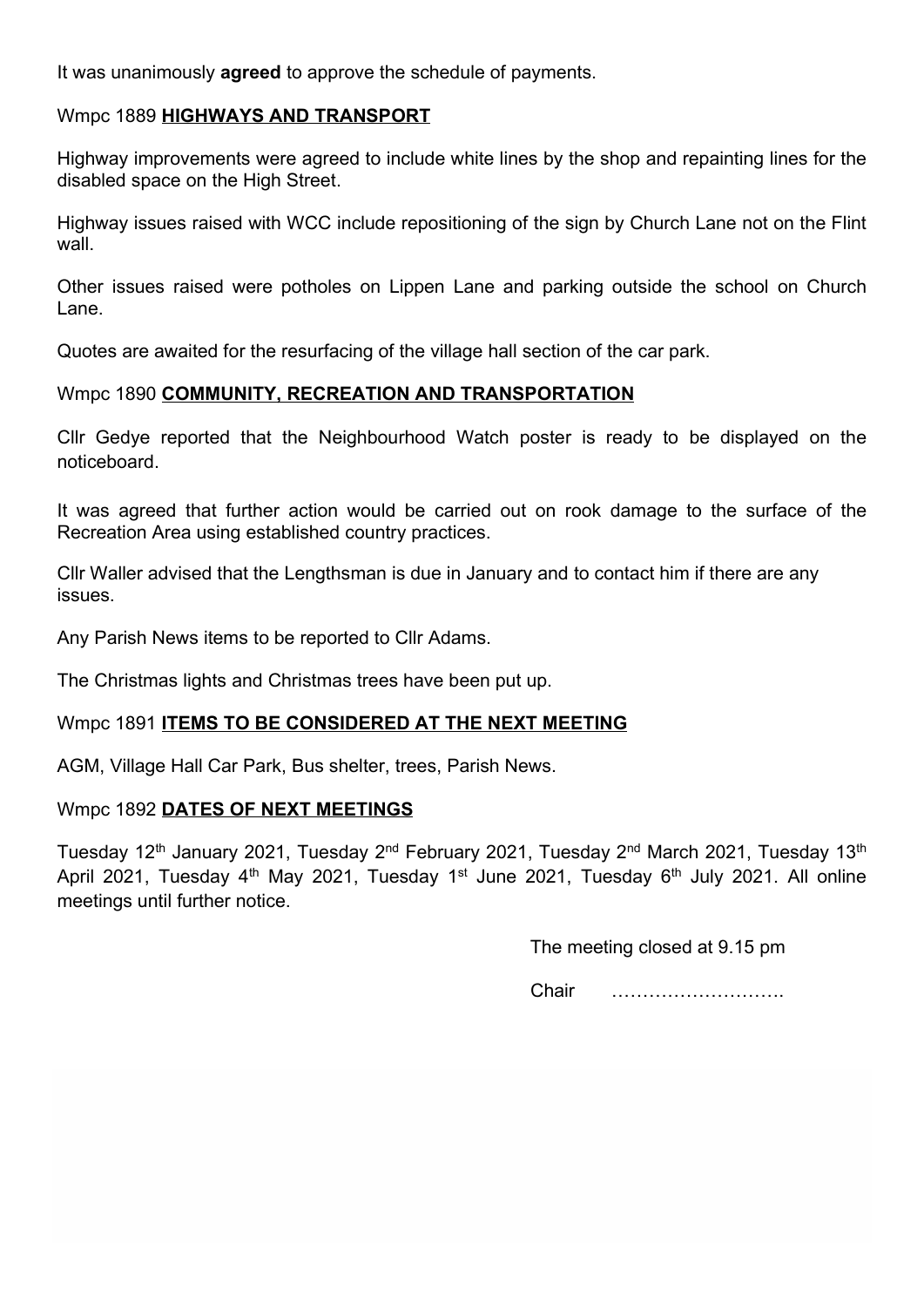It was unanimously **agreed** to approve the schedule of payments.

## Wmpc 1889 **HIGHWAYS AND TRANSPORT**

Highway improvements were agreed to include white lines by the shop and repainting lines for the disabled space on the High Street.

Highway issues raised with WCC include repositioning of the sign by Church Lane not on the Flint wall.

Other issues raised were potholes on Lippen Lane and parking outside the school on Church Lane.

Quotes are awaited for the resurfacing of the village hall section of the car park.

## Wmpc 1890 **COMMUNITY, RECREATION AND TRANSPORTATION**

Cllr Gedye reported that the Neighbourhood Watch poster is ready to be displayed on the noticeboard.

It was agreed that further action would be carried out on rook damage to the surface of the Recreation Area using established country practices.

Cllr Waller advised that the Lengthsman is due in January and to contact him if there are any issues.

Any Parish News items to be reported to Cllr Adams.

The Christmas lights and Christmas trees have been put up.

## Wmpc 1891 **ITEMS TO BE CONSIDERED AT THE NEXT MEETING**

AGM, Village Hall Car Park, Bus shelter, trees, Parish News.

## Wmpc 1892 **DATES OF NEXT MEETINGS**

Tuesday 12th January 2021, Tuesday 2nd February 2021, Tuesday 2nd March 2021, Tuesday 13th April 2021, Tuesday 4th May 2021, Tuesday 1st June 2021, Tuesday 6th July 2021. All online meetings until further notice.

The meeting closed at 9.15 pm

Chair ……………………….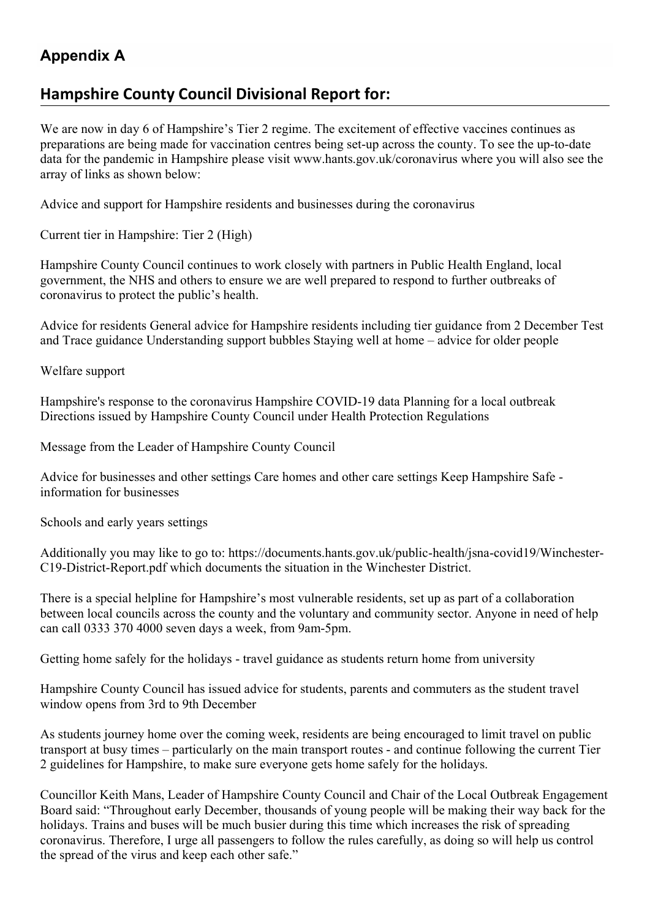## Appendix A

## Hampshire County Council Divisional Report for:

We are now in day 6 of Hampshire's Tier 2 regime. The excitement of effective vaccines continues as preparations are being made for vaccination centres being set-up across the county. To see the up-to-date data for the pandemic in Hampshire please visit www.hants.gov.uk/coronavirus where you will also see the array of links as shown below:

Advice and support for Hampshire residents and businesses during the coronavirus

Current tier in Hampshire: Tier 2 (High)

Hampshire County Council continues to work closely with partners in Public Health England, local government, the NHS and others to ensure we are well prepared to respond to further outbreaks of coronavirus to protect the public's health.

Advice for residents General advice for Hampshire residents including tier guidance from 2 December Test and Trace guidance Understanding support bubbles Staying well at home – advice for older people

Welfare support

Hampshire's response to the coronavirus Hampshire COVID-19 data Planning for a local outbreak Directions issued by Hampshire County Council under Health Protection Regulations

Message from the Leader of Hampshire County Council

Advice for businesses and other settings Care homes and other care settings Keep Hampshire Safe - information for businesses

Schools and early years settings

Additionally you may like to go to: https://documents.hants.gov.uk/public-health/jsna-covid19/Winchester-C19-District-Report.pdf which documents the situation in the Winchester District.

There is a special helpline for Hampshire's most vulnerable residents, set up as part of a collaboration between local councils across the county and the voluntary and community sector. Anyone in need of help can call 0333 370 4000 seven days a week, from 9am-5pm.

Getting home safely for the holidays - travel guidance as students return home from university

Hampshire County Council has issued advice for students, parents and commuters as the student travel window opens from 3rd to 9th December

As students journey home over the coming week, residents are being encouraged to limit travel on public transport at busy times – particularly on the main transport routes - and continue following the current Tier 2 guidelines for Hampshire, to make sure everyone gets home safely for the holidays.

Councillor Keith Mans, Leader of Hampshire County Council and Chair of the Local Outbreak Engagement Board said: "Throughout early December, thousands of young people will be making their way back for the holidays. Trains and buses will be much busier during this time which increases the risk of spreading coronavirus. Therefore, I urge all passengers to follow the rules carefully, as doing so will help us control the spread of the virus and keep each other safe."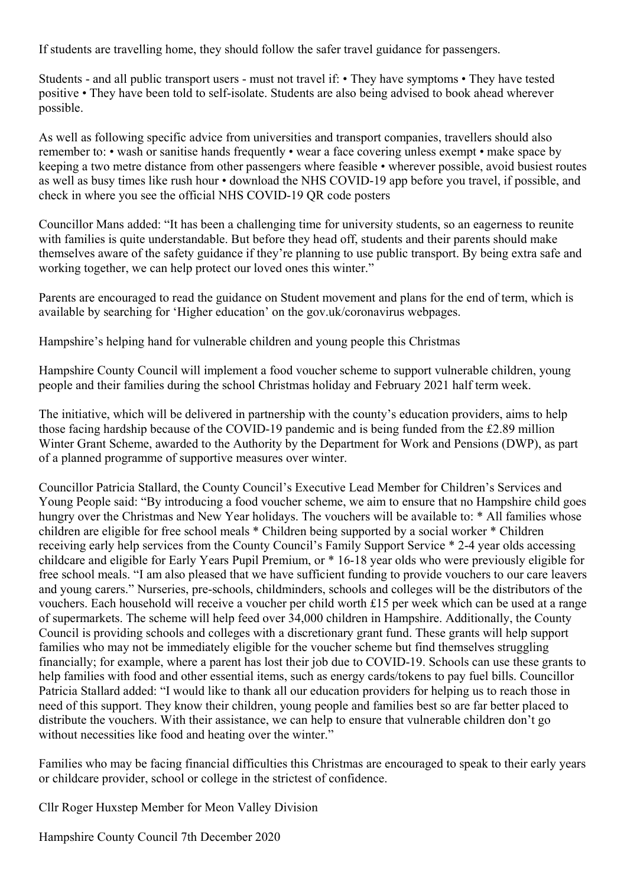If students are travelling home, they should follow the safer travel guidance for passengers.

Students - and all public transport users - must not travel if: • They have symptoms • They have tested positive • They have been told to self-isolate. Students are also being advised to book ahead wherever possible.

As well as following specific advice from universities and transport companies, travellers should also remember to: • wash or sanitise hands frequently • wear a face covering unless exempt • make space by keeping a two metre distance from other passengers where feasible • wherever possible, avoid busiest routes as well as busy times like rush hour • download the NHS COVID-19 app before you travel, if possible, and check in where you see the official NHS COVID-19 QR code posters

Councillor Mans added: "It has been a challenging time for university students, so an eagerness to reunite with families is quite understandable. But before they head off, students and their parents should make themselves aware of the safety guidance if they're planning to use public transport. By being extra safe and working together, we can help protect our loved ones this winter."

Parents are encouraged to read the guidance on Student movement and plans for the end of term, which is available by searching for 'Higher education' on the gov.uk/coronavirus webpages.

## Hampshire's helping hand for vulnerable children and young people this Christmas

Hampshire County Council will implement a food voucher scheme to support vulnerable children, young people and their families during the school Christmas holiday and February 2021 half term week.

The initiative, which will be delivered in partnership with the county's education providers, aims to help those facing hardship because of the COVID-19 pandemic and is being funded from the £2.89 million Winter Grant Scheme, awarded to the Authority by the Department for Work and Pensions (DWP), as part of a planned programme of supportive measures over winter.

Councillor Patricia Stallard, the County Council's Executive Lead Member for Children's Services and Young People said: "By introducing a food voucher scheme, we aim to ensure that no Hampshire child goes hungry over the Christmas and New Year holidays. The vouchers will be available to: * All families whose children are eligible for free school meals * Children being supported by a social worker * Children receiving early help services from the County Council's Family Support Service * 2-4 year olds accessing childcare and eligible for Early Years Pupil Premium, or * 16-18 year olds who were previously eligible for free school meals. "I am also pleased that we have sufficient funding to provide vouchers to our care leavers and young carers." Nurseries, pre-schools, childminders, schools and colleges will be the distributors of the vouchers. Each household will receive a voucher per child worth £15 per week which can be used at a range of supermarkets. The scheme will help feed over 34,000 children in Hampshire. Additionally, the County Council is providing schools and colleges with a discretionary grant fund. These grants will help support families who may not be immediately eligible for the voucher scheme but find themselves struggling financially; for example, where a parent has lost their job due to COVID-19. Schools can use these grants to help families with food and other essential items, such as energy cards/tokens to pay fuel bills. Councillor Patricia Stallard added: "I would like to thank all our education providers for helping us to reach those in need of this support. They know their children, young people and families best so are far better placed to distribute the vouchers. With their assistance, we can help to ensure that vulnerable children don't go without necessities like food and heating over the winter."

Families who may be facing financial difficulties this Christmas are encouraged to speak to their early years or childcare provider, school or college in the strictest of confidence.

Cllr Roger Huxstep Member for Meon Valley Division

Hampshire County Council 7th December 2020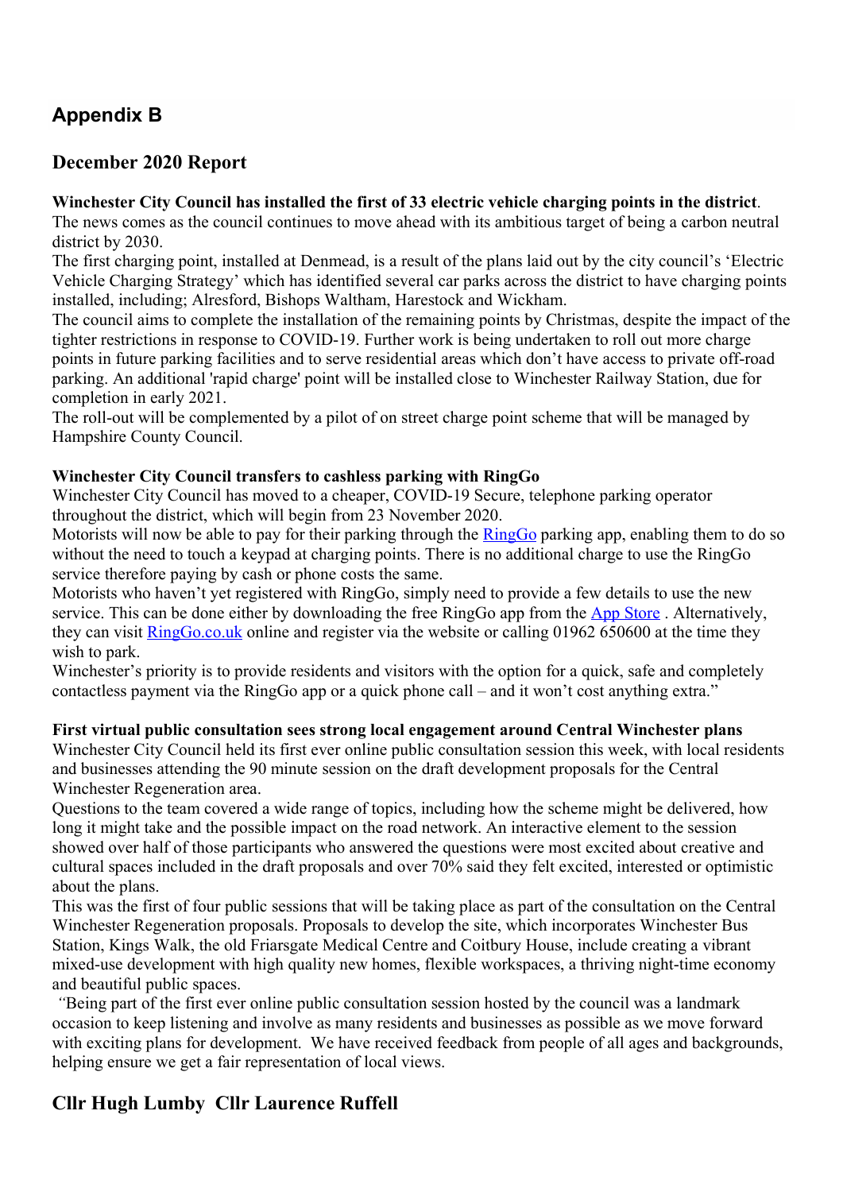## Appendix B

## December 2020 Report

**Winchester City Council has installed the first of 33 electric vehicle charging points in the district**. The news comes as the council continues to move ahead with its ambitious target of being a carbon neutral district by 2030.

The first charging point, installed at Denmead, is a result of the plans laid out by the city council's 'Electric Vehicle Charging Strategy' which has identified several car parks across the district to have charging points installed, including; Alresford, Bishops Waltham, Harestock and Wickham.

The council aims to complete the installation of the remaining points by Christmas, despite the impact of the tighter restrictions in response to COVID-19. Further work is being undertaken to roll out more charge points in future parking facilities and to serve residential areas which don't have access to private off-road parking. An additional 'rapid charge' point will be installed close to Winchester Railway Station, due for completion in early 2021.

The roll-out will be complemented by a pilot of on street charge point scheme that will be managed by Hampshire County Council.

**Winchester City Council transfers to cashless parking with RingGo**

Winchester City Council has moved to a cheaper, COVID-19 Secure, telephone parking operator throughout the district, which will begin from 23 November 2020.

Motorists will now be able to pay for their parking through the [RingGo](RingGo) parking app, enabling them to do so without the need to touch a keypad at charging points. There is no additional charge to use the RingGo service therefore paying by cash or phone costs the same.

Motorists who haven't yet registered with RingGo, simply need to provide a few details to use the new service. This can be done either by downloading the free RingGo app from the [App Store](App Store) . Alternatively, they can visit [RingGo.co.uk](RingGo.co.uk) online and register via the website or calling 01962 650600 at the time they wish to park.

Winchester's priority is to provide residents and visitors with the option for a quick, safe and completely contactless payment via the RingGo app or a quick phone call – and it won't cost anything extra."

**First virtual public consultation sees strong local engagement around Central Winchester plans**

Winchester City Council held its first ever online public consultation session this week, with local residents and businesses attending the 90 minute session on the draft development proposals for the Central Winchester Regeneration area.

Questions to the team covered a wide range of topics, including how the scheme might be delivered, how long it might take and the possible impact on the road network. An interactive element to the session showed over half of those participants who answered the questions were most excited about creative and cultural spaces included in the draft proposals and over 70% said they felt excited, interested or optimistic about the plans.

This was the first of four public sessions that will be taking place as part of the consultation on the Central Winchester Regeneration proposals. Proposals to develop the site, which incorporates Winchester Bus Station, Kings Walk, the old Friarsgate Medical Centre and Coitbury House, include creating a vibrant mixed-use development with high quality new homes, flexible workspaces, a thriving night-time economy and beautiful public spaces.

*"*Being part of the first ever online public consultation session hosted by the council was a landmark occasion to keep listening and involve as many residents and businesses as possible as we move forward with exciting plans for development. We have received feedback from people of all ages and backgrounds, helping ensure we get a fair representation of local views.

## Cllr Hugh Lumby Cllr Laurence Ruffell